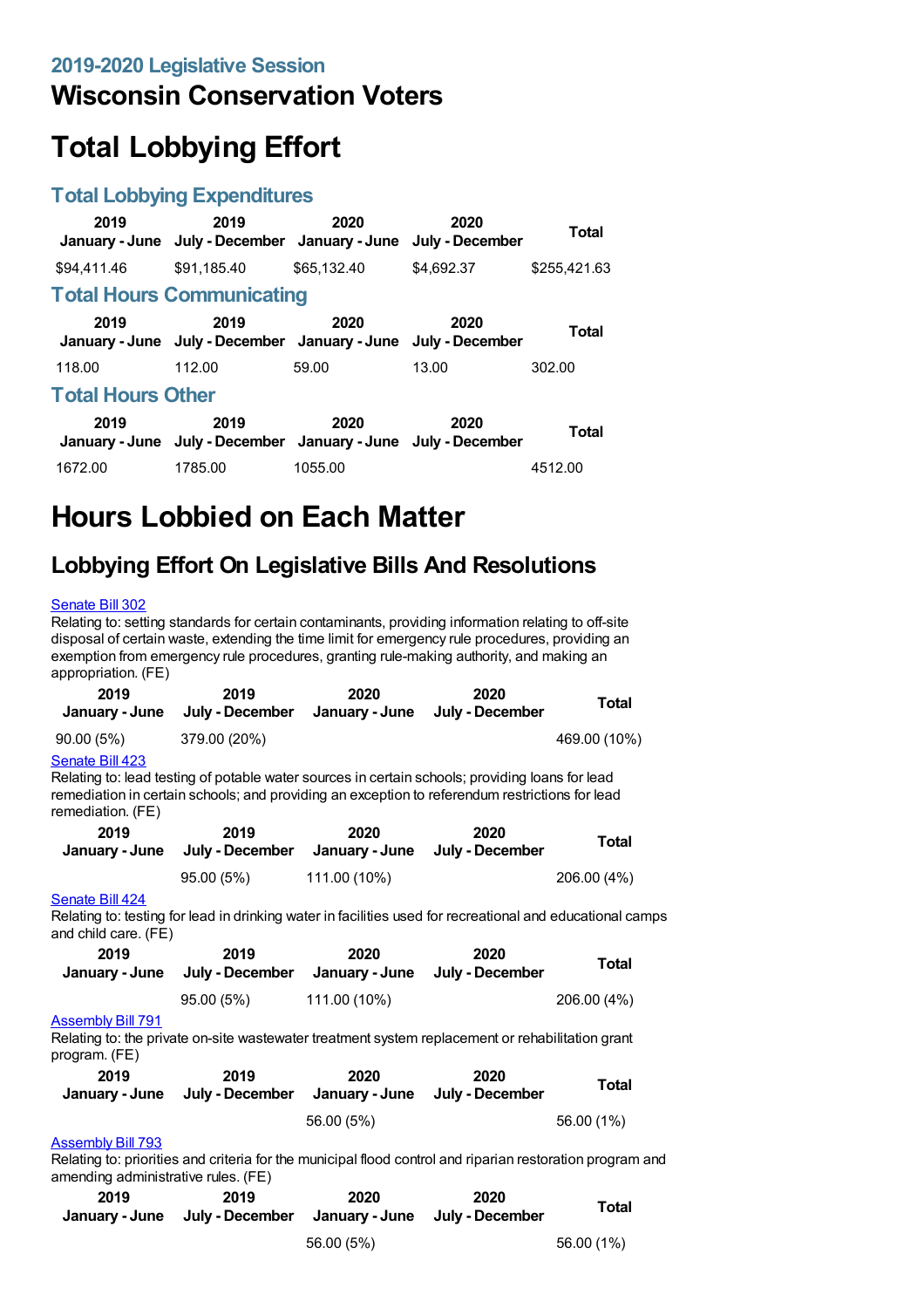### 2019-2020 Legislative Session

## Wisconsin Conservation Voters

# Total Lobbying Effort

### Total Lobbying Expenditures

| 2019 January - June | 2019 July - December | 2020 January - June | 2020 July - December | Total |
|---|---|---|---|---|
| $94,411.46 | $91,185.40 | $65,132.40 | $4,692.37 | $255,421.63 |

### Total Hours Communicating

| 2019 January - June | 2019 July - December | 2020 January - June | 2020 July - December | Total |
|---|---|---|---|---|
| 118.00 | 112.00 | 59.00 | 13.00 | 302.00 |

### Total Hours Other

| 2019 January - June | 2019 July - December | 2020 January - June | 2020 July - December | Total |
|---|---|---|---|---|
| 1672.00 | 1785.00 | 1055.00 | | 4512.00 |

# Hours Lobbied on Each Matter

## Lobbying Effort On Legislative Bills And Resolutions

Senate Bill 302

Relating to: setting standards for certain contaminants, providing information relating to off-site disposal of certain waste, extending the time limit for emergency rule procedures, providing an exemption from emergency rule procedures, granting rule-making authority, and making an appropriation. (FE)

| 2019 January - June | 2019 July - December | 2020 January - June | 2020 July - December | Total |
|---|---|---|---|---|
| 90.00 (5%) | 379.00 (20%) | | | 469.00 (10%) |

Senate Bill 423

Relating to: lead testing of potable water sources in certain schools; providing loans for lead remediation in certain schools; and providing an exception to referendum restrictions for lead remediation. (FE)

| 2019 January - June | 2019 July - December | 2020 January - June | 2020 July - December | Total |
|---|---|---|---|---|
| | 95.00 (5%) | 111.00 (10%) | | 206.00 (4%) |

Senate Bill 424

Relating to: testing for lead in drinking water in facilities used for recreational and educational camps and child care. (FE)

| 2019 January - June | 2019 July - December | 2020 January - June | 2020 July - December | Total |
|---|---|---|---|---|
| | 95.00 (5%) | 111.00 (10%) | | 206.00 (4%) |

Assembly Bill 791

Relating to: the private on-site wastewater treatment system replacement or rehabilitation grant program. (FE)

| 2019 January - June | 2019 July - December | 2020 January - June | 2020 July - December | Total |
|---|---|---|---|---|
| | | 56.00 (5%) | | 56.00 (1%) |

Assembly Bill 793

Relating to: priorities and criteria for the municipal flood control and riparian restoration program and amending administrative rules. (FE)

| 2019 January - June | 2019 July - December | 2020 January - June | 2020 July - December | Total |
|---|---|---|---|---|
| | | 56.00 (5%) | | 56.00 (1%) |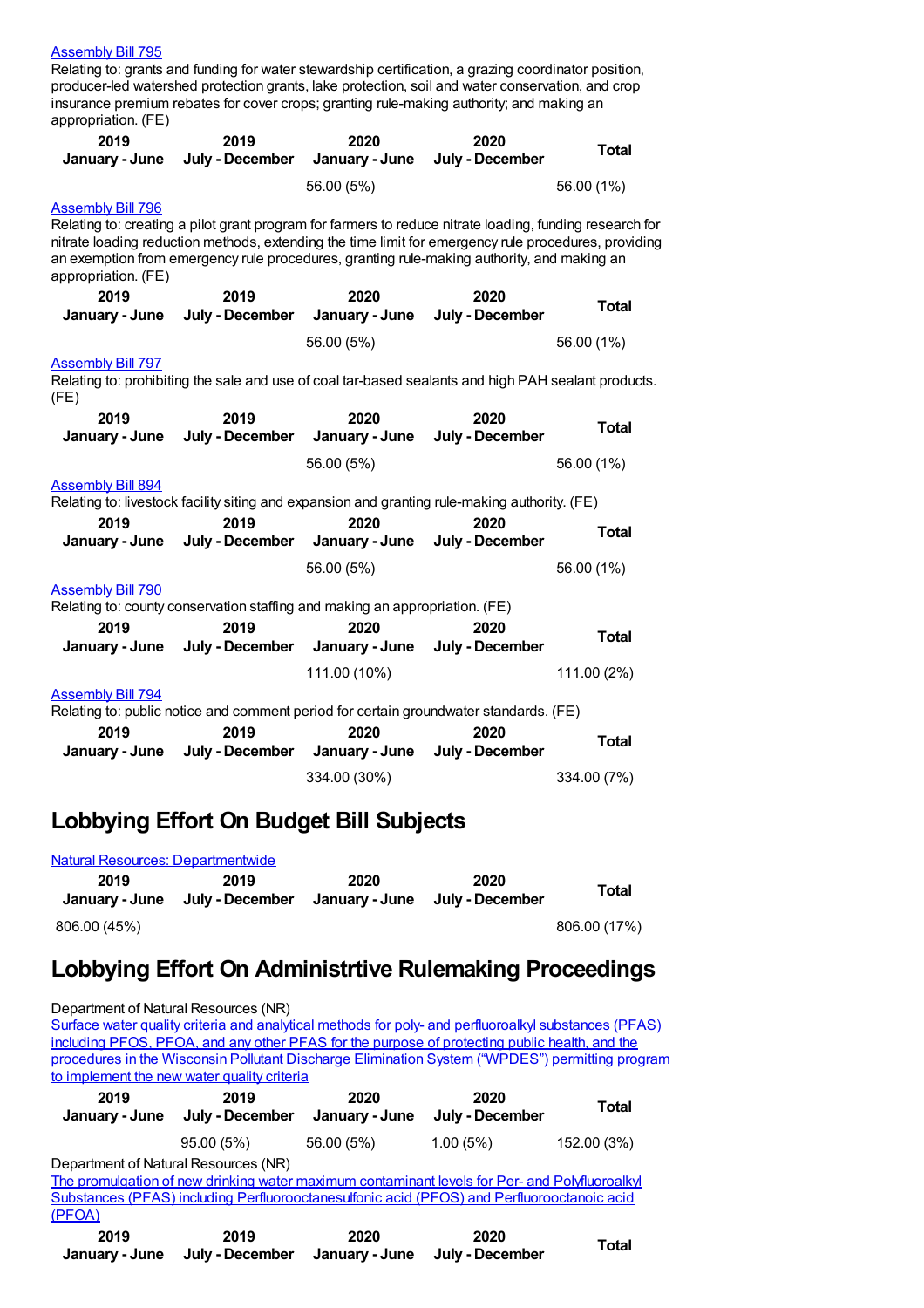Assembly Bill 795

Relating to: grants and funding for water stewardship certification, a grazing coordinator position, producer-led watershed protection grants, lake protection, soil and water conservation, and crop insurance premium rebates for cover crops; granting rule-making authority; and making an appropriation. (FE)

| 2019 January - June | 2019 July - December | 2020 January - June | 2020 July - December | Total |
|---|---|---|---|---|
| | | 56.00 (5%) | | 56.00 (1%) |

Assembly Bill 796

Relating to: creating a pilot grant program for farmers to reduce nitrate loading, funding research for nitrate loading reduction methods, extending the time limit for emergency rule procedures, providing an exemption from emergency rule procedures, granting rule-making authority, and making an appropriation. (FE)

| 2019 January - June | 2019 July - December | 2020 January - June | 2020 July - December | Total |
|---|---|---|---|---|
| | | 56.00 (5%) | | 56.00 (1%) |

Assembly Bill 797

Relating to: prohibiting the sale and use of coal tar-based sealants and high PAH sealant products. (FE)

| 2019 January - June | 2019 July - December | 2020 January - June | 2020 July - December | Total |
|---|---|---|---|---|
| | | 56.00 (5%) | | 56.00 (1%) |

Assembly Bill 894

Relating to: livestock facility siting and expansion and granting rule-making authority. (FE)

| 2019 January - June | 2019 July - December | 2020 January - June | 2020 July - December | Total |
|---|---|---|---|---|
| | | 56.00 (5%) | | 56.00 (1%) |

Assembly Bill 790

Relating to: county conservation staffing and making an appropriation. (FE)

| 2019 January - June | 2019 July - December | 2020 January - June | 2020 July - December | Total |
|---|---|---|---|---|
| | | 111.00 (10%) | | 111.00 (2%) |

Assembly Bill 794

Relating to: public notice and comment period for certain groundwater standards. (FE)

| 2019 January - June | 2019 July - December | 2020 January - June | 2020 July - December | Total |
|---|---|---|---|---|
| | | 334.00 (30%) | | 334.00 (7%) |

# Lobbying Effort On Budget Bill Subjects

Natural Resources: Departmentwide

| 2019 January - June | 2019 July - December | 2020 January - June | 2020 July - December | Total |
|---|---|---|---|---|
| 806.00 (45%) | | | | 806.00 (17%) |

# Lobbying Effort On Administrtive Rulemaking Proceedings

Department of Natural Resources (NR)

Surface water quality criteria and analytical methods for poly- and perfluoroalkyl substances (PFAS) including PFOS, PFOA, and any other PFAS for the purpose of protecting public health, and the procedures in the Wisconsin Pollutant Discharge Elimination System ("WPDES") permitting program to implement the new water quality criteria

| 2019 January - June | 2019 July - December | 2020 January - June | 2020 July - December | Total |
|---|---|---|---|---|
| | 95.00 (5%) | 56.00 (5%) | 1.00 (5%) | 152.00 (3%) |

Department of Natural Resources (NR)

The promulgation of new drinking water maximum contaminant levels for Per- and Polyfluoroalkyl Substances (PFAS) including Perfluorooctanesulfonic acid (PFOS) and Perfluorooctanoic acid (PFOA)

| 2019 January - June | 2019 July - December | 2020 January - June | 2020 July - December | Total |
|---|---|---|---|---|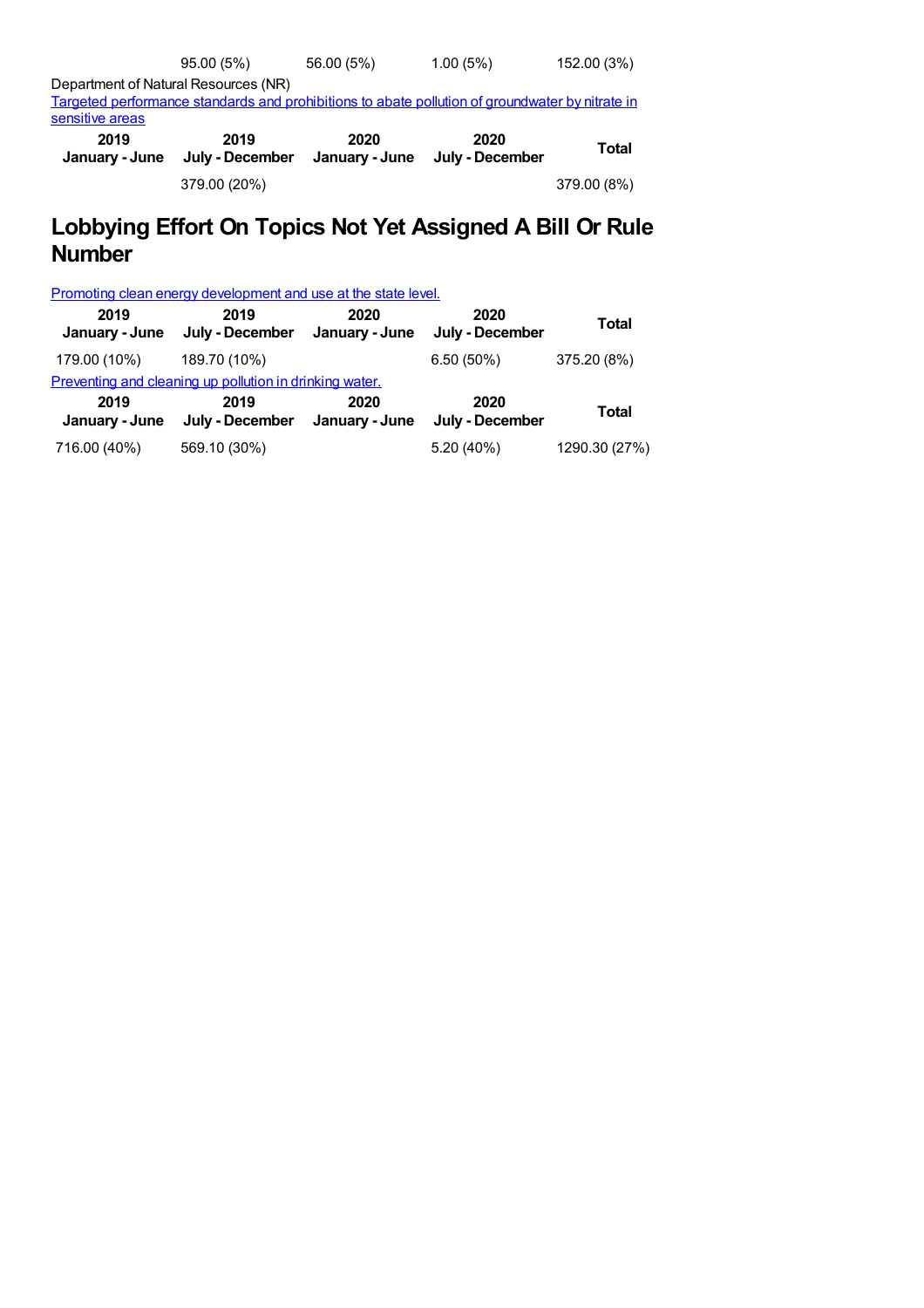| | | | | |
|---|---|---|---|---|
| | 95.00 (5%) | 56.00 (5%) | 1.00 (5%) | 152.00 (3%) |

Department of Natural Resources (NR)

Targeted performance standards and prohibitions to abate pollution of groundwater by nitrate in sensitive areas

| 2019 January - June | 2019 July - December | 2020 January - June | 2020 July - December | Total |
|---|---|---|---|---|
| | 379.00 (20%) | | | 379.00 (8%) |

## Lobbying Effort On Topics Not Yet Assigned A Bill Or Rule Number

Promoting clean energy development and use at the state level.

| 2019 January - June | 2019 July - December | 2020 January - June | 2020 July - December | Total |
|---|---|---|---|---|
| 179.00 (10%) | 189.70 (10%) | | 6.50 (50%) | 375.20 (8%) |

Preventing and cleaning up pollution in drinking water.

| 2019 January - June | 2019 July - December | 2020 January - June | 2020 July - December | Total |
|---|---|---|---|---|
| 716.00 (40%) | 569.10 (30%) | | 5.20 (40%) | 1290.30 (27%) |